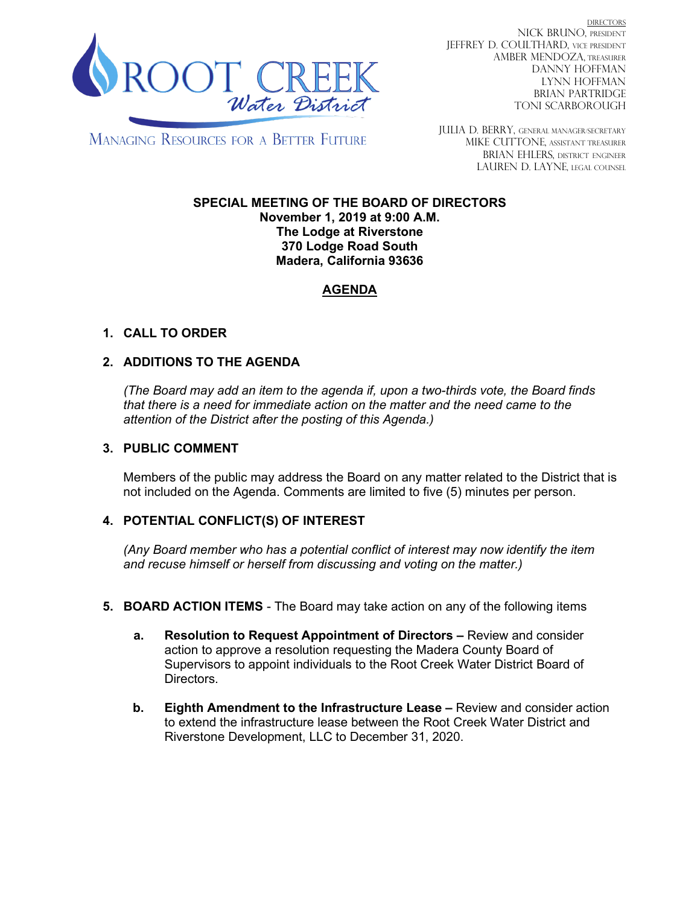ROOT CREEK *Water District*

MANAGING RESOURCES FOR A BETTER FUTURE

DIRECTORS
NICK BRUNO, PRESIDENT
JEFFREY D. COULTHARD, VICE PRESIDENT
AMBER MENDOZA, TREASURER
DANNY HOFFMAN
LYNN HOFFMAN
BRIAN PARTRIDGE
TONI SCARBOROUGH

JULIA D. BERRY, GENERAL MANAGER/SECRETARY
MIKE CUTTONE, ASSISTANT TREASURER
BRIAN EHLERS, DISTRICT ENGINEER
LAUREN D. LAYNE, LEGAL COUNSEL

**SPECIAL MEETING OF THE BOARD OF DIRECTORS**
**November 1, 2019 at 9:00 A.M.**
**The Lodge at Riverstone**
**370 Lodge Road South**
**Madera, California 93636**

# AGENDA

1. **CALL TO ORDER**

2. **ADDITIONS TO THE AGENDA**

   *(The Board may add an item to the agenda if, upon a two-thirds vote, the Board finds that there is a need for immediate action on the matter and the need came to the attention of the District after the posting of this Agenda.)*

3. **PUBLIC COMMENT**

   Members of the public may address the Board on any matter related to the District that is not included on the Agenda. Comments are limited to five (5) minutes per person.

4. **POTENTIAL CONFLICT(S) OF INTEREST**

   *(Any Board member who has a potential conflict of interest may now identify the item and recuse himself or herself from discussing and voting on the matter.)*

5. **BOARD ACTION ITEMS** - The Board may take action on any of the following items

   a. **Resolution to Request Appointment of Directors –** Review and consider action to approve a resolution requesting the Madera County Board of Supervisors to appoint individuals to the Root Creek Water District Board of Directors.

   b. **Eighth Amendment to the Infrastructure Lease –** Review and consider action to extend the infrastructure lease between the Root Creek Water District and Riverstone Development, LLC to December 31, 2020.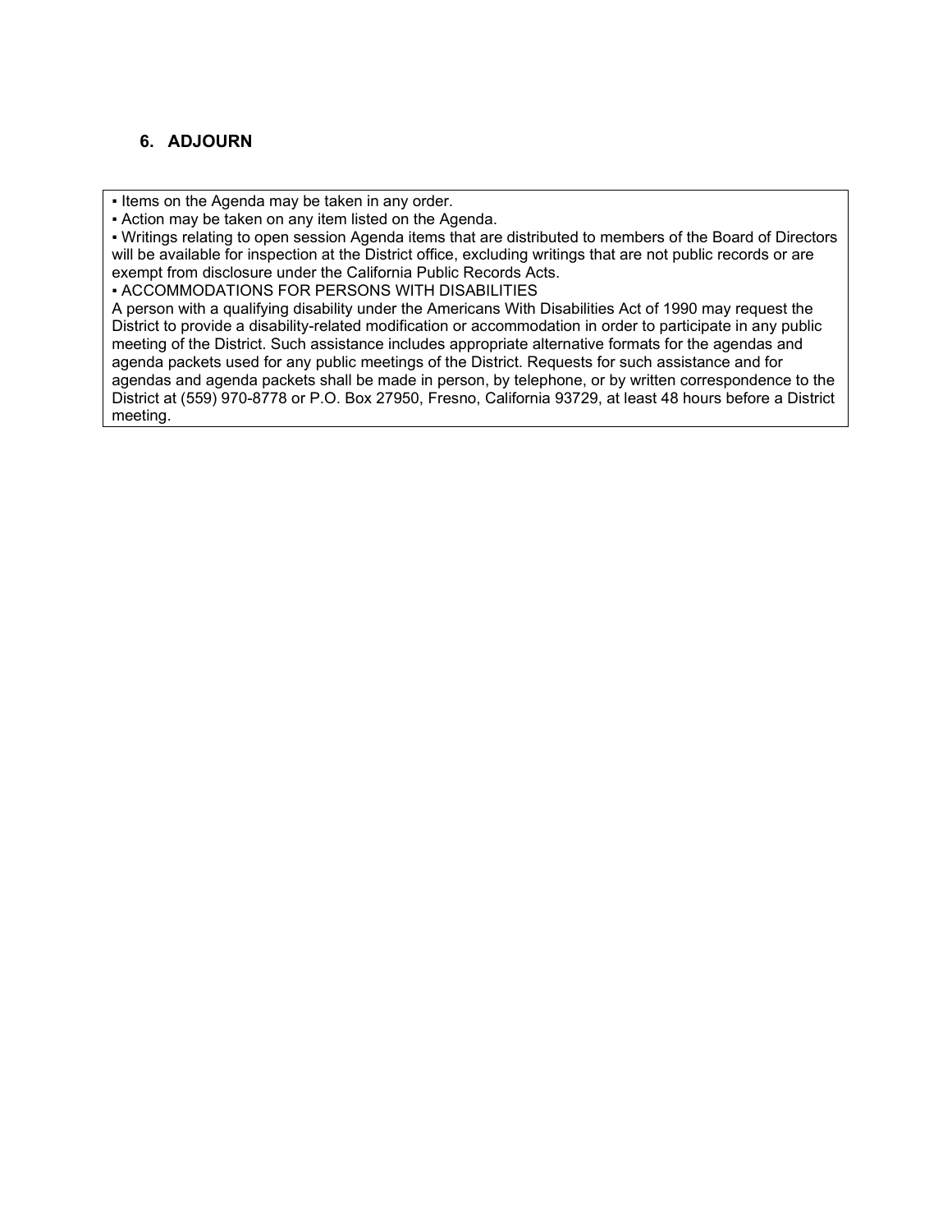## 6. ADJOURN

- Items on the Agenda may be taken in any order.
- Action may be taken on any item listed on the Agenda.
- Writings relating to open session Agenda items that are distributed to members of the Board of Directors will be available for inspection at the District office, excluding writings that are not public records or are exempt from disclosure under the California Public Records Acts.
- ACCOMMODATIONS FOR PERSONS WITH DISABILITIES

A person with a qualifying disability under the Americans With Disabilities Act of 1990 may request the District to provide a disability-related modification or accommodation in order to participate in any public meeting of the District. Such assistance includes appropriate alternative formats for the agendas and agenda packets used for any public meetings of the District. Requests for such assistance and for agendas and agenda packets shall be made in person, by telephone, or by written correspondence to the District at (559) 970-8778 or P.O. Box 27950, Fresno, California 93729, at least 48 hours before a District meeting.